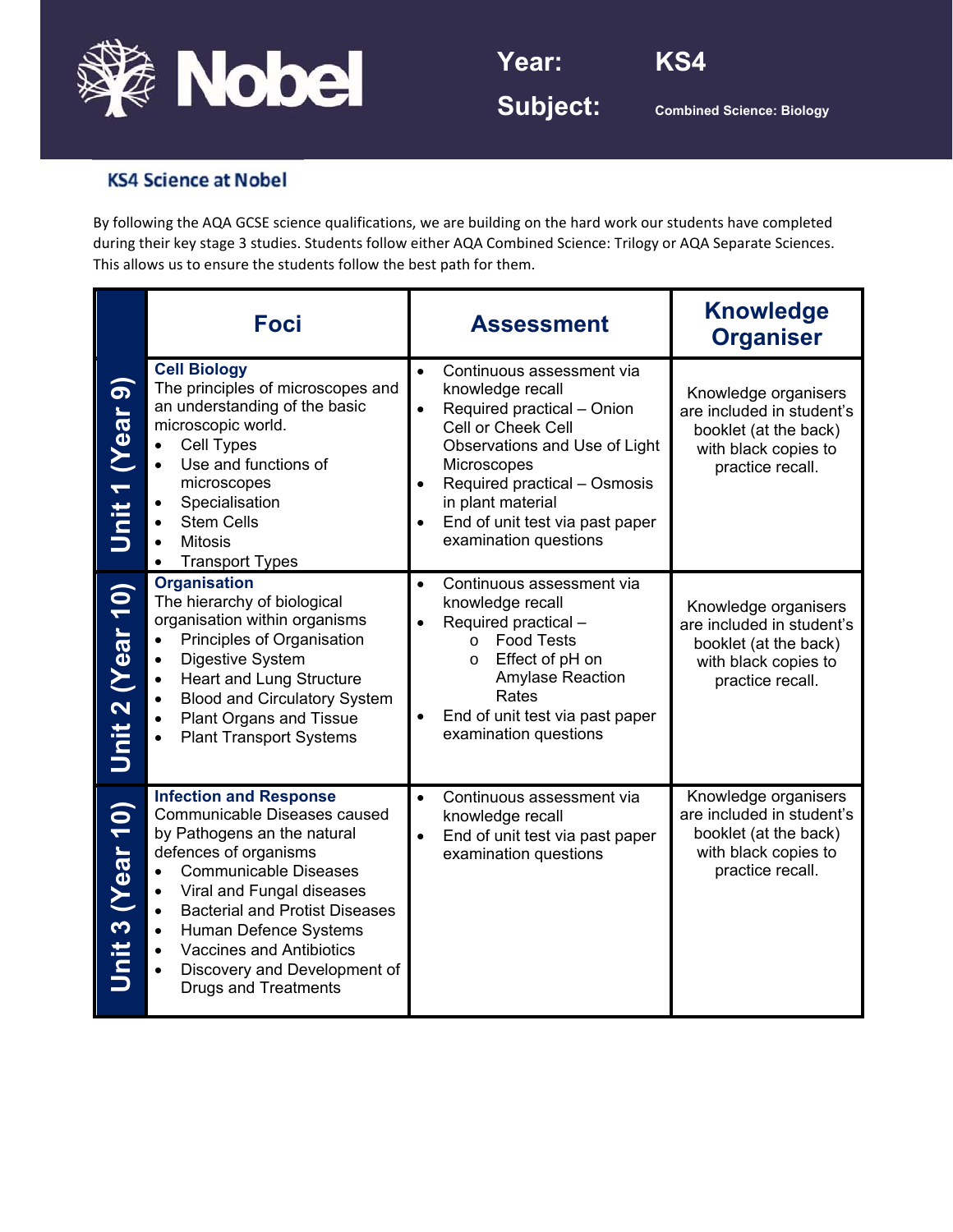# Nobel

**Year:** KS4

**Subject:** Combined Science: Biology

## KS4 Science at Nobel

By following the AQA GCSE science qualifications, we are building on the hard work our students have completed during their key stage 3 studies. Students follow either AQA Combined Science: Trilogy or AQA Separate Sciences. This allows us to ensure the students follow the best path for them.

| | Foci | Assessment | Knowledge Organiser |
|---|---|---|---|
| **Unit 1 (Year 9)** | **Cell Biology**<br>The principles of microscopes and an understanding of the basic microscopic world.<br>• Cell Types<br>• Use and functions of microscopes<br>• Specialisation<br>• Stem Cells<br>• Mitosis<br>• Transport Types | • Continuous assessment via knowledge recall<br>• Required practical – Onion Cell or Cheek Cell Observations and Use of Light Microscopes<br>• Required practical – Osmosis in plant material<br>• End of unit test via past paper examination questions | Knowledge organisers are included in student's booklet (at the back) with black copies to practice recall. |
| **Unit 2 (Year 10)** | **Organisation**<br>The hierarchy of biological organisation within organisms<br>• Principles of Organisation<br>• Digestive System<br>• Heart and Lung Structure<br>• Blood and Circulatory System<br>• Plant Organs and Tissue<br>• Plant Transport Systems | • Continuous assessment via knowledge recall<br>• Required practical –<br>  o Food Tests<br>  o Effect of pH on Amylase Reaction Rates<br>• End of unit test via past paper examination questions | Knowledge organisers are included in student's booklet (at the back) with black copies to practice recall. |
| **Unit 3 (Year 10)** | **Infection and Response**<br>Communicable Diseases caused by Pathogens an the natural defences of organisms<br>• Communicable Diseases<br>• Viral and Fungal diseases<br>• Bacterial and Protist Diseases<br>• Human Defence Systems<br>• Vaccines and Antibiotics<br>• Discovery and Development of Drugs and Treatments | • Continuous assessment via knowledge recall<br>• End of unit test via past paper examination questions | Knowledge organisers are included in student's booklet (at the back) with black copies to practice recall. |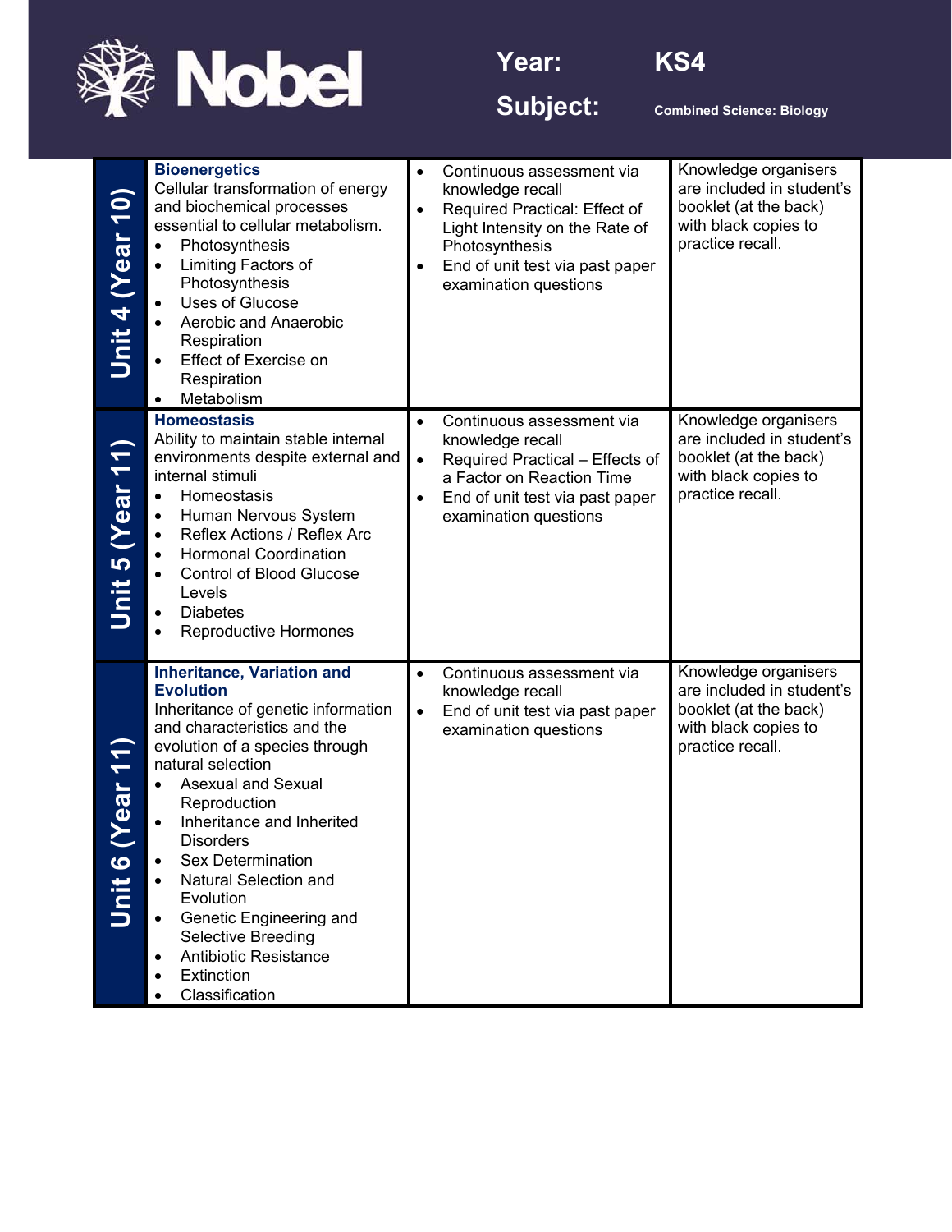**Year:** KS4

**Subject:** Combined Science: Biology

| | | | |
|---|---|---|---|
| **Unit 4 (Year 10)** | **Bioenergetics**<br>Cellular transformation of energy and biochemical processes essential to cellular metabolism.<br>• Photosynthesis<br>• Limiting Factors of Photosynthesis<br>• Uses of Glucose<br>• Aerobic and Anaerobic Respiration<br>• Effect of Exercise on Respiration<br>• Metabolism | • Continuous assessment via knowledge recall<br>• Required Practical: Effect of Light Intensity on the Rate of Photosynthesis<br>• End of unit test via past paper examination questions | Knowledge organisers are included in student's booklet (at the back) with black copies to practice recall. |
| **Unit 5 (Year 11)** | **Homeostasis**<br>Ability to maintain stable internal environments despite external and internal stimuli<br>• Homeostasis<br>• Human Nervous System<br>• Reflex Actions / Reflex Arc<br>• Hormonal Coordination<br>• Control of Blood Glucose Levels<br>• Diabetes<br>• Reproductive Hormones | • Continuous assessment via knowledge recall<br>• Required Practical – Effects of a Factor on Reaction Time<br>• End of unit test via past paper examination questions | Knowledge organisers are included in student's booklet (at the back) with black copies to practice recall. |
| **Unit 6 (Year 11)** | **Inheritance, Variation and Evolution**<br>Inheritance of genetic information and characteristics and the evolution of a species through natural selection<br>• Asexual and Sexual Reproduction<br>• Inheritance and Inherited Disorders<br>• Sex Determination<br>• Natural Selection and Evolution<br>• Genetic Engineering and Selective Breeding<br>• Antibiotic Resistance<br>• Extinction<br>• Classification | • Continuous assessment via knowledge recall<br>• End of unit test via past paper examination questions | Knowledge organisers are included in student's booklet (at the back) with black copies to practice recall. |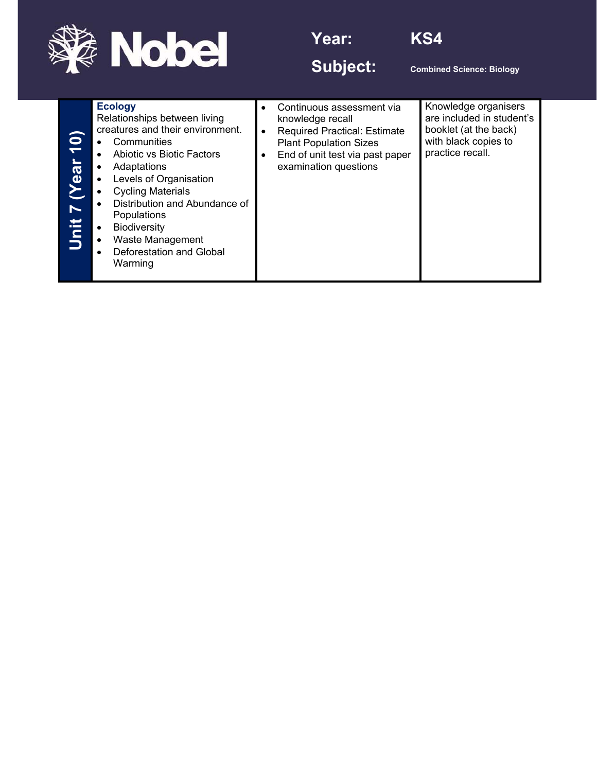Year: KS4

Subject: Combined Science: Biology

| | | | |
|---|---|---|---|
| Unit 7 (Year 10) | **Ecology**<br>Relationships between living creatures and their environment.<br>• Communities<br>• Abiotic vs Biotic Factors<br>• Adaptations<br>• Levels of Organisation<br>• Cycling Materials<br>• Distribution and Abundance of Populations<br>• Biodiversity<br>• Waste Management<br>• Deforestation and Global Warming | • Continuous assessment via knowledge recall<br>• Required Practical: Estimate Plant Population Sizes<br>• End of unit test via past paper examination questions | Knowledge organisers are included in student's booklet (at the back) with black copies to practice recall. |